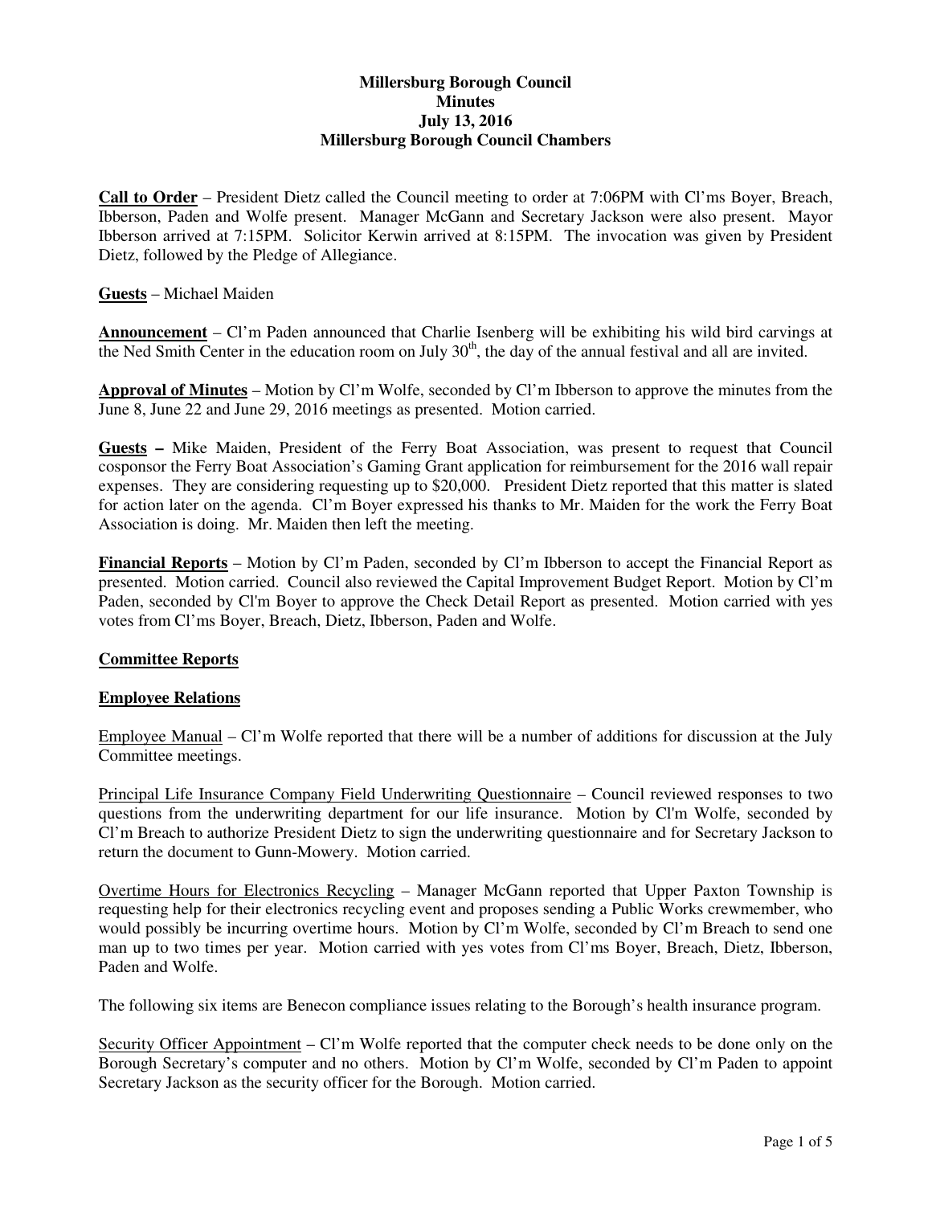# Millersburg Borough Council
## Minutes
### July 13, 2016
### Millersburg Borough Council Chambers

**Call to Order** – President Dietz called the Council meeting to order at 7:06PM with Cl'ms Boyer, Breach, Ibberson, Paden and Wolfe present. Manager McGann and Secretary Jackson were also present. Mayor Ibberson arrived at 7:15PM. Solicitor Kerwin arrived at 8:15PM. The invocation was given by President Dietz, followed by the Pledge of Allegiance.

**Guests** – Michael Maiden

**Announcement** – Cl'm Paden announced that Charlie Isenberg will be exhibiting his wild bird carvings at the Ned Smith Center in the education room on July 30th, the day of the annual festival and all are invited.

**Approval of Minutes** – Motion by Cl'm Wolfe, seconded by Cl'm Ibberson to approve the minutes from the June 8, June 22 and June 29, 2016 meetings as presented. Motion carried.

**Guests –** Mike Maiden, President of the Ferry Boat Association, was present to request that Council cosponsor the Ferry Boat Association's Gaming Grant application for reimbursement for the 2016 wall repair expenses. They are considering requesting up to $20,000. President Dietz reported that this matter is slated for action later on the agenda. Cl'm Boyer expressed his thanks to Mr. Maiden for the work the Ferry Boat Association is doing. Mr. Maiden then left the meeting.

**Financial Reports** – Motion by Cl'm Paden, seconded by Cl'm Ibberson to accept the Financial Report as presented. Motion carried. Council also reviewed the Capital Improvement Budget Report. Motion by Cl'm Paden, seconded by Cl'm Boyer to approve the Check Detail Report as presented. Motion carried with yes votes from Cl'ms Boyer, Breach, Dietz, Ibberson, Paden and Wolfe.

**Committee Reports**

**Employee Relations**

Employee Manual – Cl'm Wolfe reported that there will be a number of additions for discussion at the July Committee meetings.

Principal Life Insurance Company Field Underwriting Questionnaire – Council reviewed responses to two questions from the underwriting department for our life insurance. Motion by Cl'm Wolfe, seconded by Cl'm Breach to authorize President Dietz to sign the underwriting questionnaire and for Secretary Jackson to return the document to Gunn-Mowery. Motion carried.

Overtime Hours for Electronics Recycling – Manager McGann reported that Upper Paxton Township is requesting help for their electronics recycling event and proposes sending a Public Works crewmember, who would possibly be incurring overtime hours. Motion by Cl'm Wolfe, seconded by Cl'm Breach to send one man up to two times per year. Motion carried with yes votes from Cl'ms Boyer, Breach, Dietz, Ibberson, Paden and Wolfe.

The following six items are Benecon compliance issues relating to the Borough's health insurance program.

Security Officer Appointment – Cl'm Wolfe reported that the computer check needs to be done only on the Borough Secretary's computer and no others. Motion by Cl'm Wolfe, seconded by Cl'm Paden to appoint Secretary Jackson as the security officer for the Borough. Motion carried.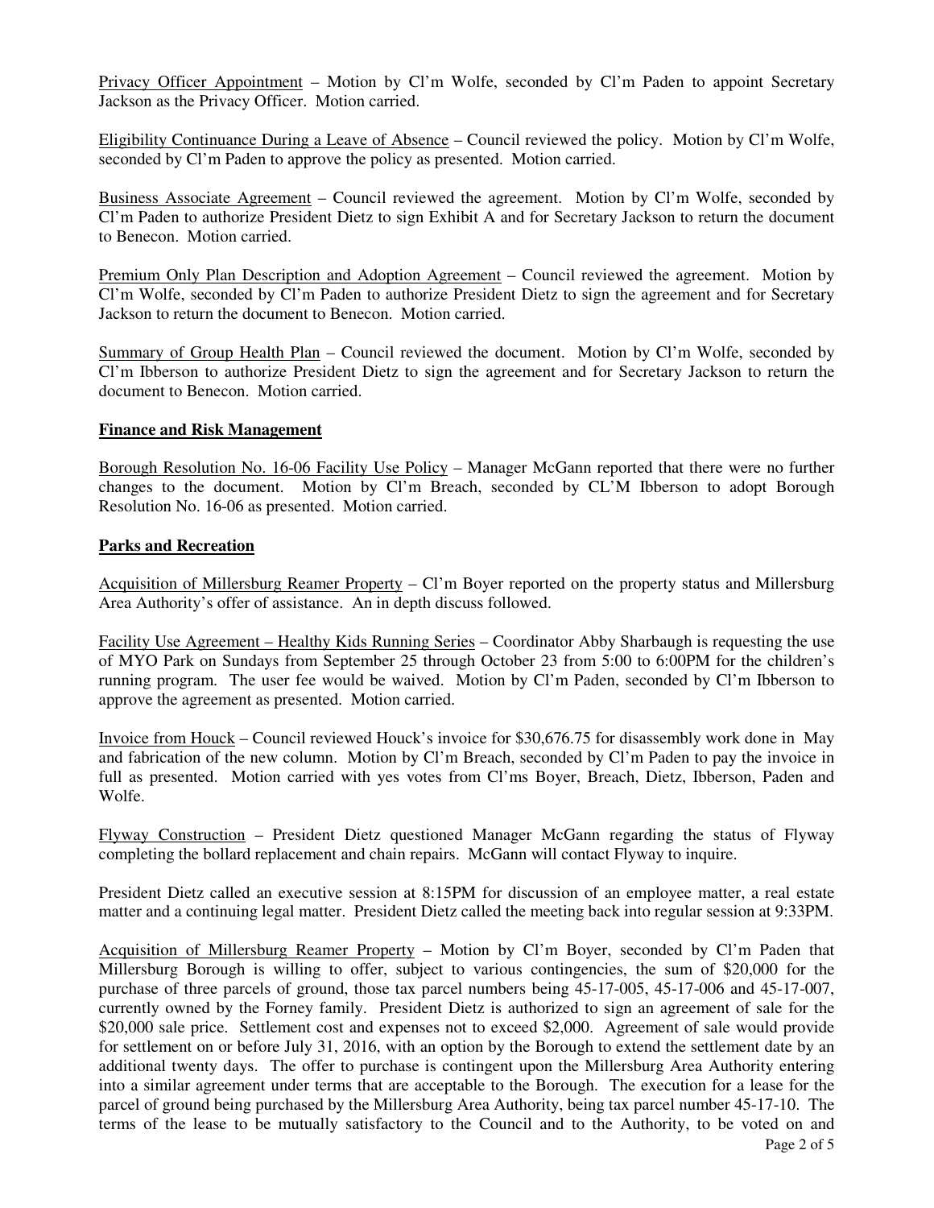Privacy Officer Appointment – Motion by Cl'm Wolfe, seconded by Cl'm Paden to appoint Secretary Jackson as the Privacy Officer. Motion carried.

Eligibility Continuance During a Leave of Absence – Council reviewed the policy. Motion by Cl'm Wolfe, seconded by Cl'm Paden to approve the policy as presented. Motion carried.

Business Associate Agreement – Council reviewed the agreement. Motion by Cl'm Wolfe, seconded by Cl'm Paden to authorize President Dietz to sign Exhibit A and for Secretary Jackson to return the document to Benecon. Motion carried.

Premium Only Plan Description and Adoption Agreement – Council reviewed the agreement. Motion by Cl'm Wolfe, seconded by Cl'm Paden to authorize President Dietz to sign the agreement and for Secretary Jackson to return the document to Benecon. Motion carried.

Summary of Group Health Plan – Council reviewed the document. Motion by Cl'm Wolfe, seconded by Cl'm Ibberson to authorize President Dietz to sign the agreement and for Secretary Jackson to return the document to Benecon. Motion carried.

**Finance and Risk Management**

Borough Resolution No. 16-06 Facility Use Policy – Manager McGann reported that there were no further changes to the document. Motion by Cl'm Breach, seconded by CL'M Ibberson to adopt Borough Resolution No. 16-06 as presented. Motion carried.

**Parks and Recreation**

Acquisition of Millersburg Reamer Property – Cl'm Boyer reported on the property status and Millersburg Area Authority's offer of assistance. An in depth discuss followed.

Facility Use Agreement – Healthy Kids Running Series – Coordinator Abby Sharbaugh is requesting the use of MYO Park on Sundays from September 25 through October 23 from 5:00 to 6:00PM for the children's running program. The user fee would be waived. Motion by Cl'm Paden, seconded by Cl'm Ibberson to approve the agreement as presented. Motion carried.

Invoice from Houck – Council reviewed Houck's invoice for $30,676.75 for disassembly work done in May and fabrication of the new column. Motion by Cl'm Breach, seconded by Cl'm Paden to pay the invoice in full as presented. Motion carried with yes votes from Cl'ms Boyer, Breach, Dietz, Ibberson, Paden and Wolfe.

Flyway Construction – President Dietz questioned Manager McGann regarding the status of Flyway completing the bollard replacement and chain repairs. McGann will contact Flyway to inquire.

President Dietz called an executive session at 8:15PM for discussion of an employee matter, a real estate matter and a continuing legal matter. President Dietz called the meeting back into regular session at 9:33PM.

Acquisition of Millersburg Reamer Property – Motion by Cl'm Boyer, seconded by Cl'm Paden that Millersburg Borough is willing to offer, subject to various contingencies, the sum of $20,000 for the purchase of three parcels of ground, those tax parcel numbers being 45-17-005, 45-17-006 and 45-17-007, currently owned by the Forney family. President Dietz is authorized to sign an agreement of sale for the $20,000 sale price. Settlement cost and expenses not to exceed $2,000. Agreement of sale would provide for settlement on or before July 31, 2016, with an option by the Borough to extend the settlement date by an additional twenty days. The offer to purchase is contingent upon the Millersburg Area Authority entering into a similar agreement under terms that are acceptable to the Borough. The execution for a lease for the parcel of ground being purchased by the Millersburg Area Authority, being tax parcel number 45-17-10. The terms of the lease to be mutually satisfactory to the Council and to the Authority, to be voted on and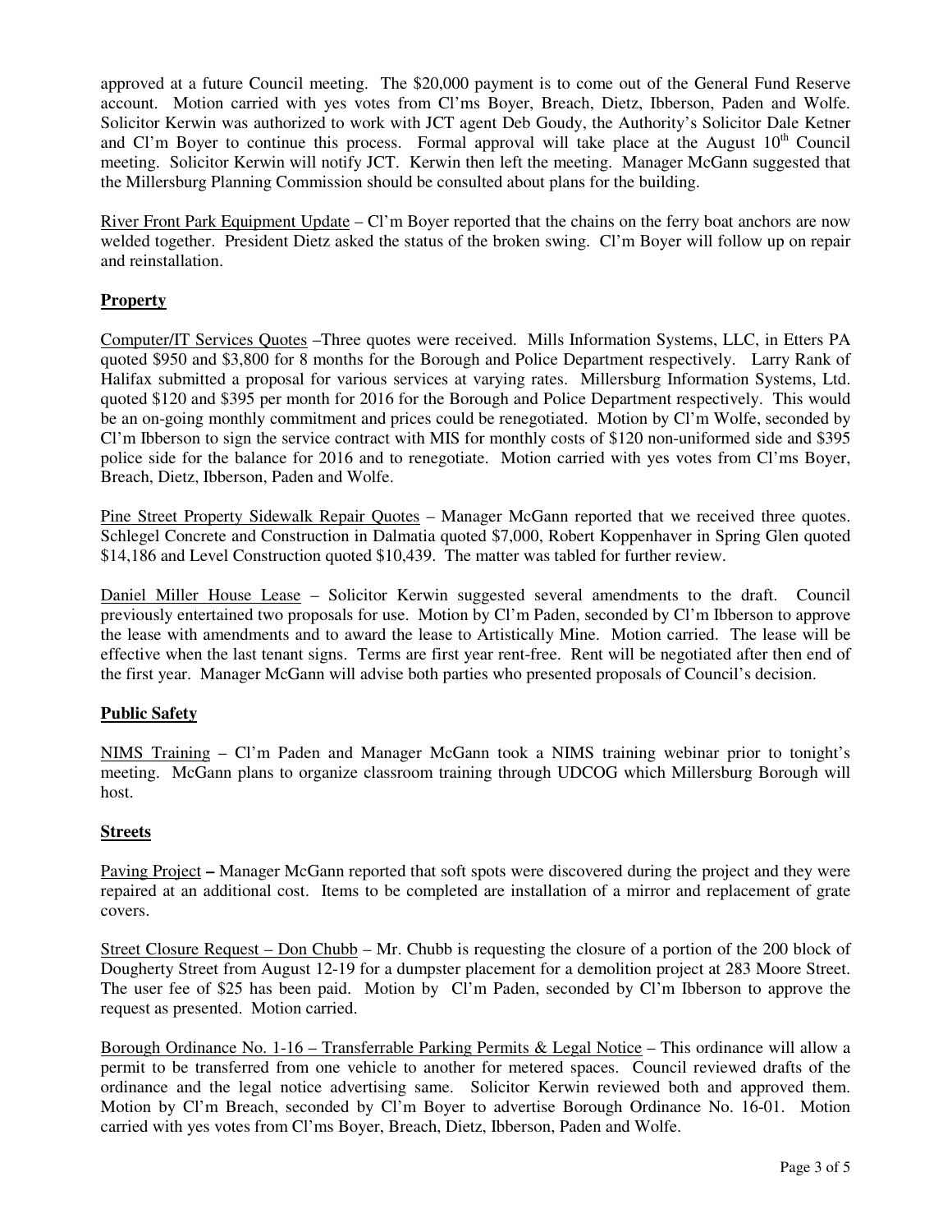approved at a future Council meeting. The $20,000 payment is to come out of the General Fund Reserve account. Motion carried with yes votes from Cl'ms Boyer, Breach, Dietz, Ibberson, Paden and Wolfe. Solicitor Kerwin was authorized to work with JCT agent Deb Goudy, the Authority's Solicitor Dale Ketner and Cl'm Boyer to continue this process. Formal approval will take place at the August 10th Council meeting. Solicitor Kerwin will notify JCT. Kerwin then left the meeting. Manager McGann suggested that the Millersburg Planning Commission should be consulted about plans for the building.

River Front Park Equipment Update – Cl'm Boyer reported that the chains on the ferry boat anchors are now welded together. President Dietz asked the status of the broken swing. Cl'm Boyer will follow up on repair and reinstallation.

**Property**

Computer/IT Services Quotes –Three quotes were received. Mills Information Systems, LLC, in Etters PA quoted $950 and $3,800 for 8 months for the Borough and Police Department respectively. Larry Rank of Halifax submitted a proposal for various services at varying rates. Millersburg Information Systems, Ltd. quoted $120 and $395 per month for 2016 for the Borough and Police Department respectively. This would be an on-going monthly commitment and prices could be renegotiated. Motion by Cl'm Wolfe, seconded by Cl'm Ibberson to sign the service contract with MIS for monthly costs of $120 non-uniformed side and $395 police side for the balance for 2016 and to renegotiate. Motion carried with yes votes from Cl'ms Boyer, Breach, Dietz, Ibberson, Paden and Wolfe.

Pine Street Property Sidewalk Repair Quotes – Manager McGann reported that we received three quotes. Schlegel Concrete and Construction in Dalmatia quoted $7,000, Robert Koppenhaver in Spring Glen quoted $14,186 and Level Construction quoted $10,439. The matter was tabled for further review.

Daniel Miller House Lease – Solicitor Kerwin suggested several amendments to the draft. Council previously entertained two proposals for use. Motion by Cl'm Paden, seconded by Cl'm Ibberson to approve the lease with amendments and to award the lease to Artistically Mine. Motion carried. The lease will be effective when the last tenant signs. Terms are first year rent-free. Rent will be negotiated after then end of the first year. Manager McGann will advise both parties who presented proposals of Council's decision.

**Public Safety**

NIMS Training – Cl'm Paden and Manager McGann took a NIMS training webinar prior to tonight's meeting. McGann plans to organize classroom training through UDCOG which Millersburg Borough will host.

**Streets**

Paving Project **–** Manager McGann reported that soft spots were discovered during the project and they were repaired at an additional cost. Items to be completed are installation of a mirror and replacement of grate covers.

Street Closure Request – Don Chubb – Mr. Chubb is requesting the closure of a portion of the 200 block of Dougherty Street from August 12-19 for a dumpster placement for a demolition project at 283 Moore Street. The user fee of $25 has been paid. Motion by Cl'm Paden, seconded by Cl'm Ibberson to approve the request as presented. Motion carried.

Borough Ordinance No. 1-16 – Transferrable Parking Permits & Legal Notice – This ordinance will allow a permit to be transferred from one vehicle to another for metered spaces. Council reviewed drafts of the ordinance and the legal notice advertising same. Solicitor Kerwin reviewed both and approved them. Motion by Cl'm Breach, seconded by Cl'm Boyer to advertise Borough Ordinance No. 16-01. Motion carried with yes votes from Cl'ms Boyer, Breach, Dietz, Ibberson, Paden and Wolfe.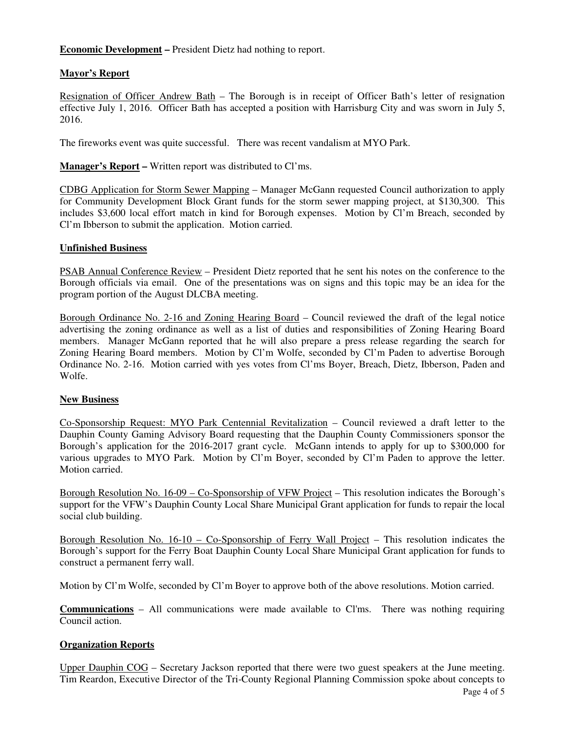**Economic Development –** President Dietz had nothing to report.

**Mayor's Report**

Resignation of Officer Andrew Bath – The Borough is in receipt of Officer Bath's letter of resignation effective July 1, 2016. Officer Bath has accepted a position with Harrisburg City and was sworn in July 5, 2016.

The fireworks event was quite successful. There was recent vandalism at MYO Park.

**Manager's Report –** Written report was distributed to Cl'ms.

CDBG Application for Storm Sewer Mapping – Manager McGann requested Council authorization to apply for Community Development Block Grant funds for the storm sewer mapping project, at $130,300. This includes $3,600 local effort match in kind for Borough expenses. Motion by Cl'm Breach, seconded by Cl'm Ibberson to submit the application. Motion carried.

**Unfinished Business**

PSAB Annual Conference Review – President Dietz reported that he sent his notes on the conference to the Borough officials via email. One of the presentations was on signs and this topic may be an idea for the program portion of the August DLCBA meeting.

Borough Ordinance No. 2-16 and Zoning Hearing Board – Council reviewed the draft of the legal notice advertising the zoning ordinance as well as a list of duties and responsibilities of Zoning Hearing Board members. Manager McGann reported that he will also prepare a press release regarding the search for Zoning Hearing Board members. Motion by Cl'm Wolfe, seconded by Cl'm Paden to advertise Borough Ordinance No. 2-16. Motion carried with yes votes from Cl'ms Boyer, Breach, Dietz, Ibberson, Paden and Wolfe.

**New Business**

Co-Sponsorship Request: MYO Park Centennial Revitalization – Council reviewed a draft letter to the Dauphin County Gaming Advisory Board requesting that the Dauphin County Commissioners sponsor the Borough's application for the 2016-2017 grant cycle. McGann intends to apply for up to $300,000 for various upgrades to MYO Park. Motion by Cl'm Boyer, seconded by Cl'm Paden to approve the letter. Motion carried.

Borough Resolution No. 16-09 – Co-Sponsorship of VFW Project – This resolution indicates the Borough's support for the VFW's Dauphin County Local Share Municipal Grant application for funds to repair the local social club building.

Borough Resolution No. 16-10 – Co-Sponsorship of Ferry Wall Project – This resolution indicates the Borough's support for the Ferry Boat Dauphin County Local Share Municipal Grant application for funds to construct a permanent ferry wall.

Motion by Cl'm Wolfe, seconded by Cl'm Boyer to approve both of the above resolutions. Motion carried.

**Communications** – All communications were made available to Cl'ms. There was nothing requiring Council action.

**Organization Reports**

Upper Dauphin COG – Secretary Jackson reported that there were two guest speakers at the June meeting. Tim Reardon, Executive Director of the Tri-County Regional Planning Commission spoke about concepts to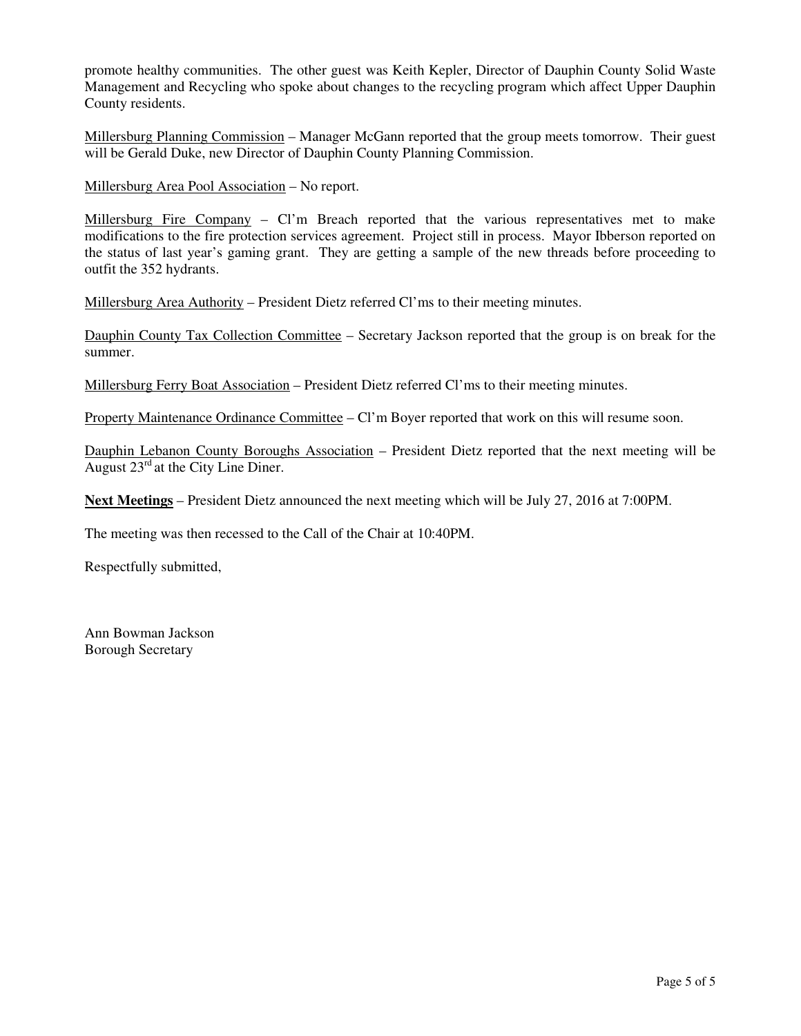promote healthy communities. The other guest was Keith Kepler, Director of Dauphin County Solid Waste Management and Recycling who spoke about changes to the recycling program which affect Upper Dauphin County residents.

Millersburg Planning Commission – Manager McGann reported that the group meets tomorrow. Their guest will be Gerald Duke, new Director of Dauphin County Planning Commission.

Millersburg Area Pool Association – No report.

Millersburg Fire Company – Cl'm Breach reported that the various representatives met to make modifications to the fire protection services agreement. Project still in process. Mayor Ibberson reported on the status of last year's gaming grant. They are getting a sample of the new threads before proceeding to outfit the 352 hydrants.

Millersburg Area Authority – President Dietz referred Cl'ms to their meeting minutes.

Dauphin County Tax Collection Committee – Secretary Jackson reported that the group is on break for the summer.

Millersburg Ferry Boat Association – President Dietz referred Cl'ms to their meeting minutes.

Property Maintenance Ordinance Committee – Cl'm Boyer reported that work on this will resume soon.

Dauphin Lebanon County Boroughs Association – President Dietz reported that the next meeting will be August 23rd at the City Line Diner.

**Next Meetings** – President Dietz announced the next meeting which will be July 27, 2016 at 7:00PM.

The meeting was then recessed to the Call of the Chair at 10:40PM.

Respectfully submitted,

Ann Bowman Jackson
Borough Secretary